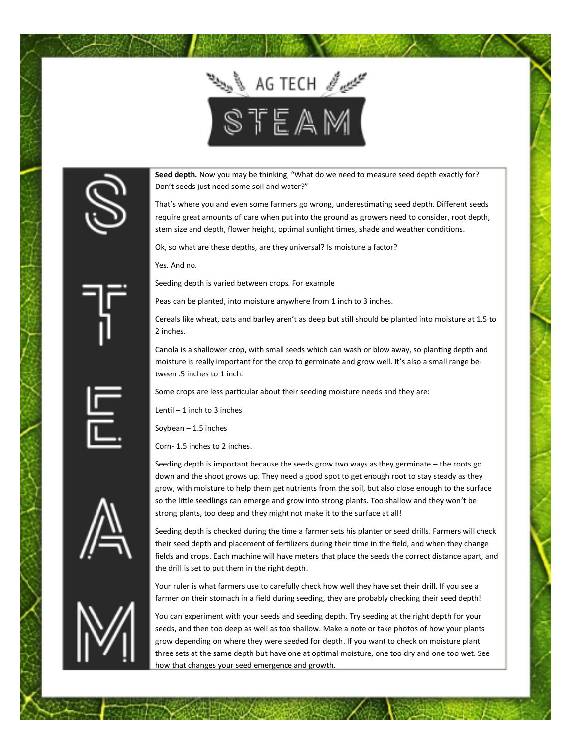# AG TECH STEAM

**Seed depth.** Now you may be thinking, "What do we need to measure seed depth exactly for? Don't seeds just need some soil and water?"

That's where you and even some farmers go wrong, underestimating seed depth. Different seeds require great amounts of care when put into the ground as growers need to consider, root depth, stem size and depth, flower height, optimal sunlight times, shade and weather conditions.

Ok, so what are these depths, are they universal? Is moisture a factor?

Yes. And no.

Seeding depth is varied between crops. For example

Peas can be planted, into moisture anywhere from 1 inch to 3 inches.

Cereals like wheat, oats and barley aren't as deep but still should be planted into moisture at 1.5 to 2 inches.

Canola is a shallower crop, with small seeds which can wash or blow away, so planting depth and moisture is really important for the crop to germinate and grow well. It's also a small range between .5 inches to 1 inch.

Some crops are less particular about their seeding moisture needs and they are:

Lentil – 1 inch to 3 inches

Soybean – 1.5 inches

Corn- 1.5 inches to 2 inches.

Seeding depth is important because the seeds grow two ways as they germinate – the roots go down and the shoot grows up. They need a good spot to get enough root to stay steady as they grow, with moisture to help them get nutrients from the soil, but also close enough to the surface so the little seedlings can emerge and grow into strong plants. Too shallow and they won't be strong plants, too deep and they might not make it to the surface at all!

Seeding depth is checked during the time a farmer sets his planter or seed drills. Farmers will check their seed depth and placement of fertilizers during their time in the field, and when they change fields and crops. Each machine will have meters that place the seeds the correct distance apart, and the drill is set to put them in the right depth.

Your ruler is what farmers use to carefully check how well they have set their drill. If you see a farmer on their stomach in a field during seeding, they are probably checking their seed depth!

You can experiment with your seeds and seeding depth. Try seeding at the right depth for your seeds, and then too deep as well as too shallow. Make a note or take photos of how your plants grow depending on where they were seeded for depth. If you want to check on moisture plant three sets at the same depth but have one at optimal moisture, one too dry and one too wet. See how that changes your seed emergence and growth.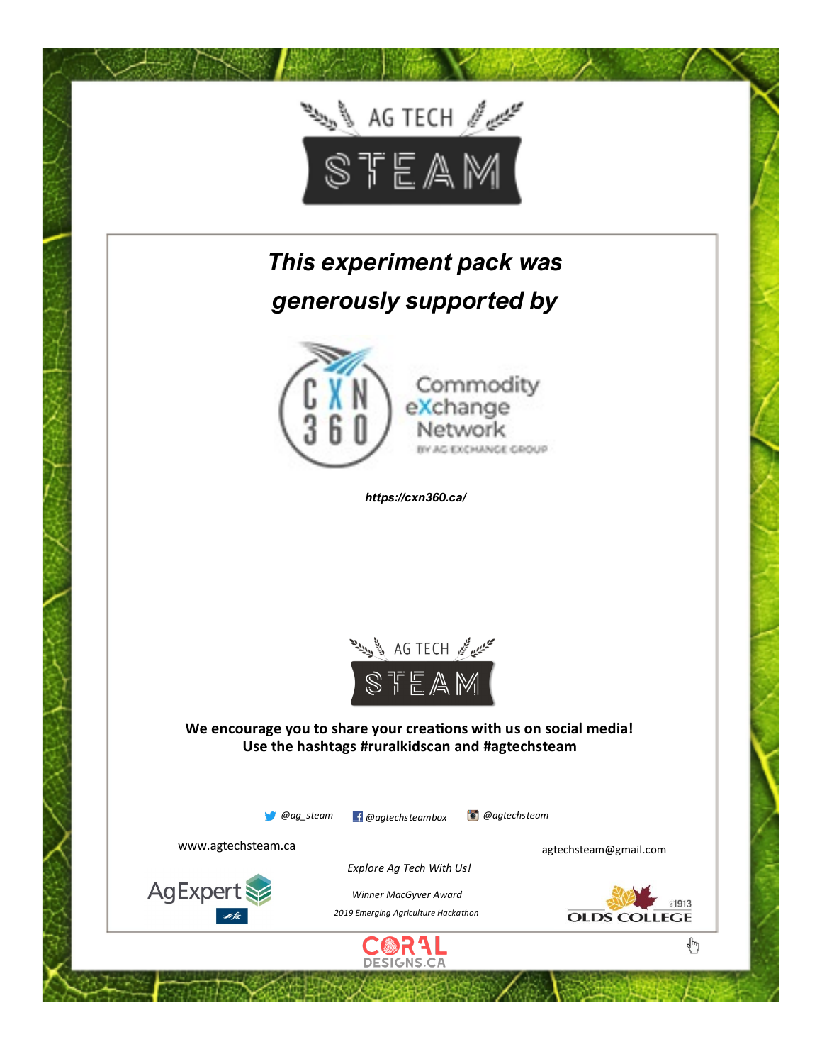AG TECH STEAM

## *This experiment pack was generously supported by*

Commodity eXchange Network

BY AG EXCHANGE GROUP

***https://cxn360.ca/***

AG TECH STEAM

**We encourage you to share your creations with us on social media!**
**Use the hashtags #ruralkidscan and #agtechsteam**

*@ag_steam* *@agtechsteambox* *@agtechsteam*

www.agtechsteam.ca

agtechsteam@gmail.com

*Explore Ag Tech With Us!*

*Winner MacGyver Award*

*2019 Emerging Agriculture Hackathon*

AgExpert

OLDS COLLEGE 1913

CORAL DESIGNS.CA